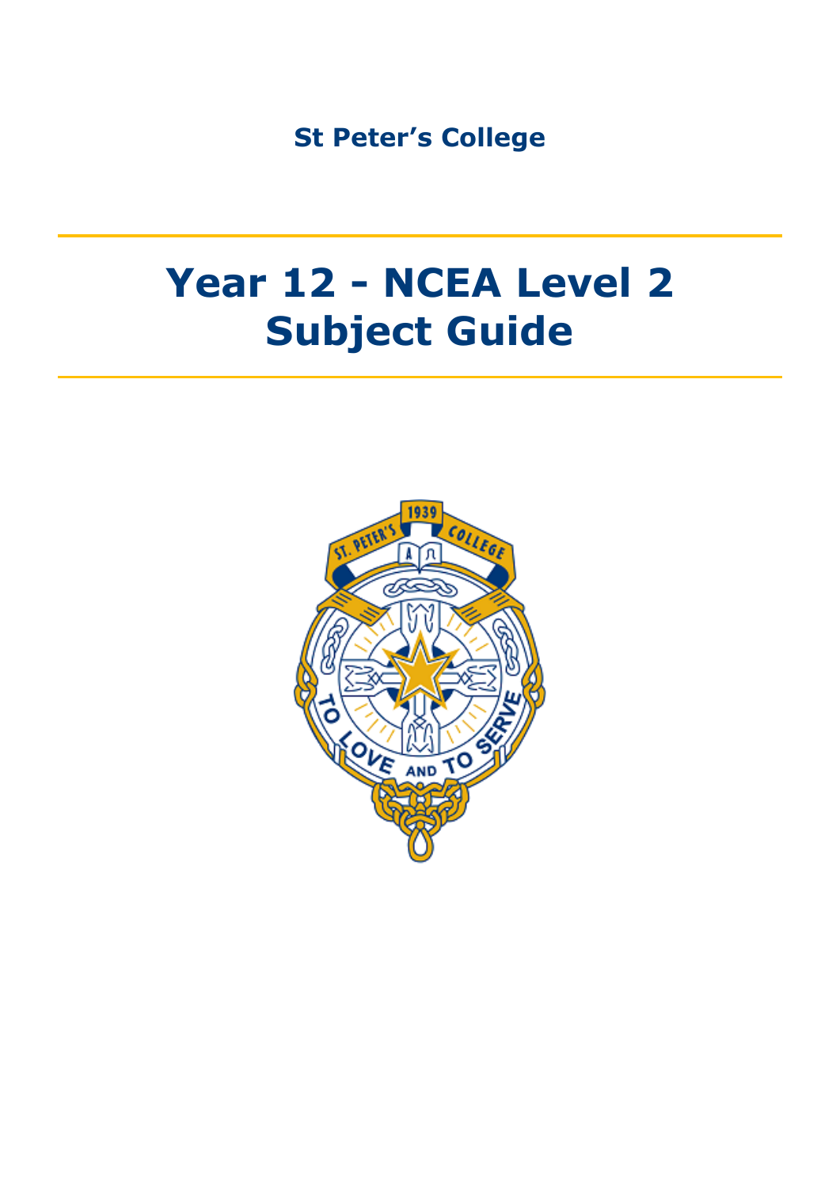St Peter's College

# Year 12 - NCEA Level 2 Subject Guide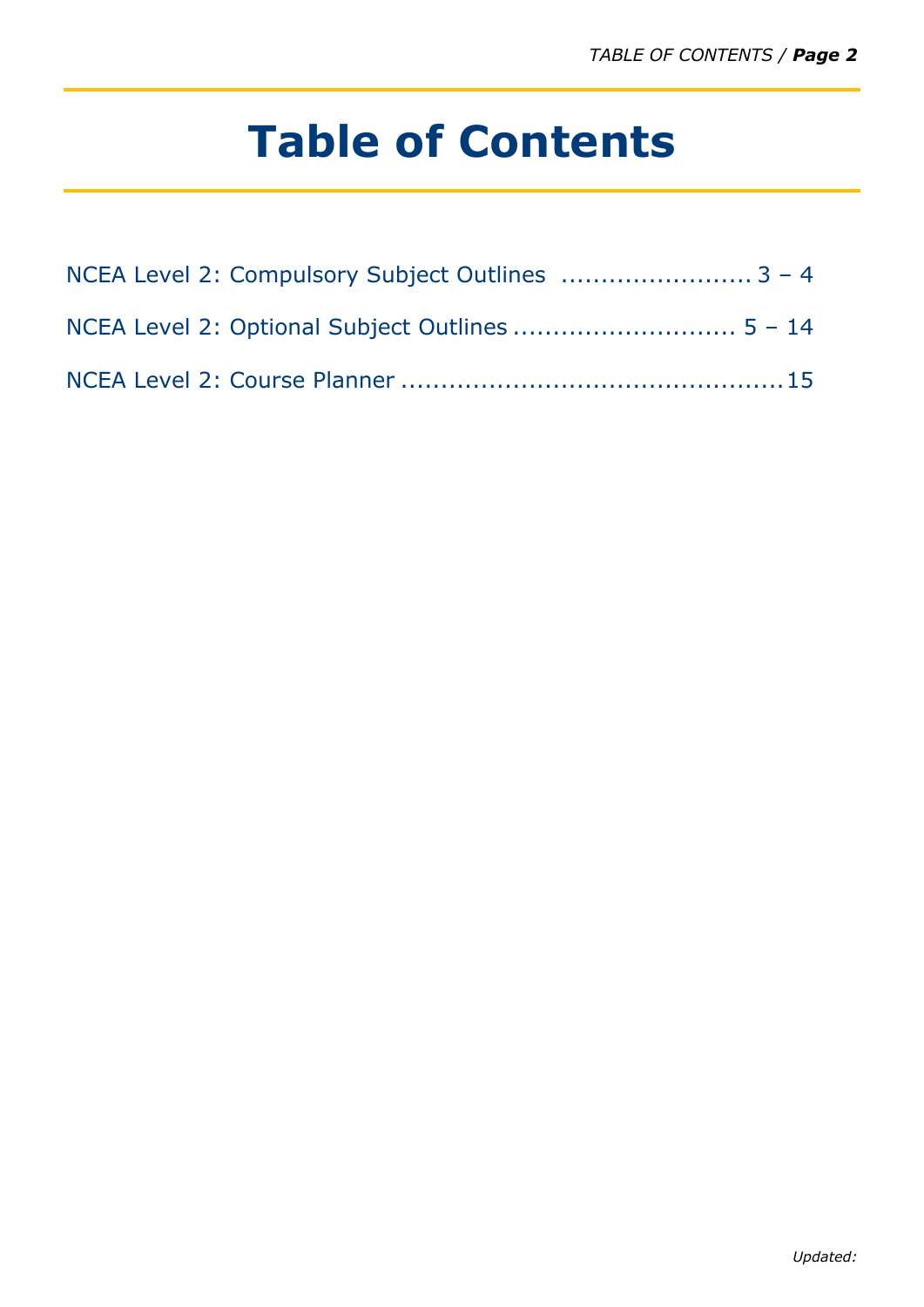# Table of Contents

NCEA Level 2: Compulsory Subject Outlines ........................ 3 – 4

NCEA Level 2: Optional Subject Outlines ............................ 5 – 14

NCEA Level 2: Course Planner ................................................ 15

*Updated:*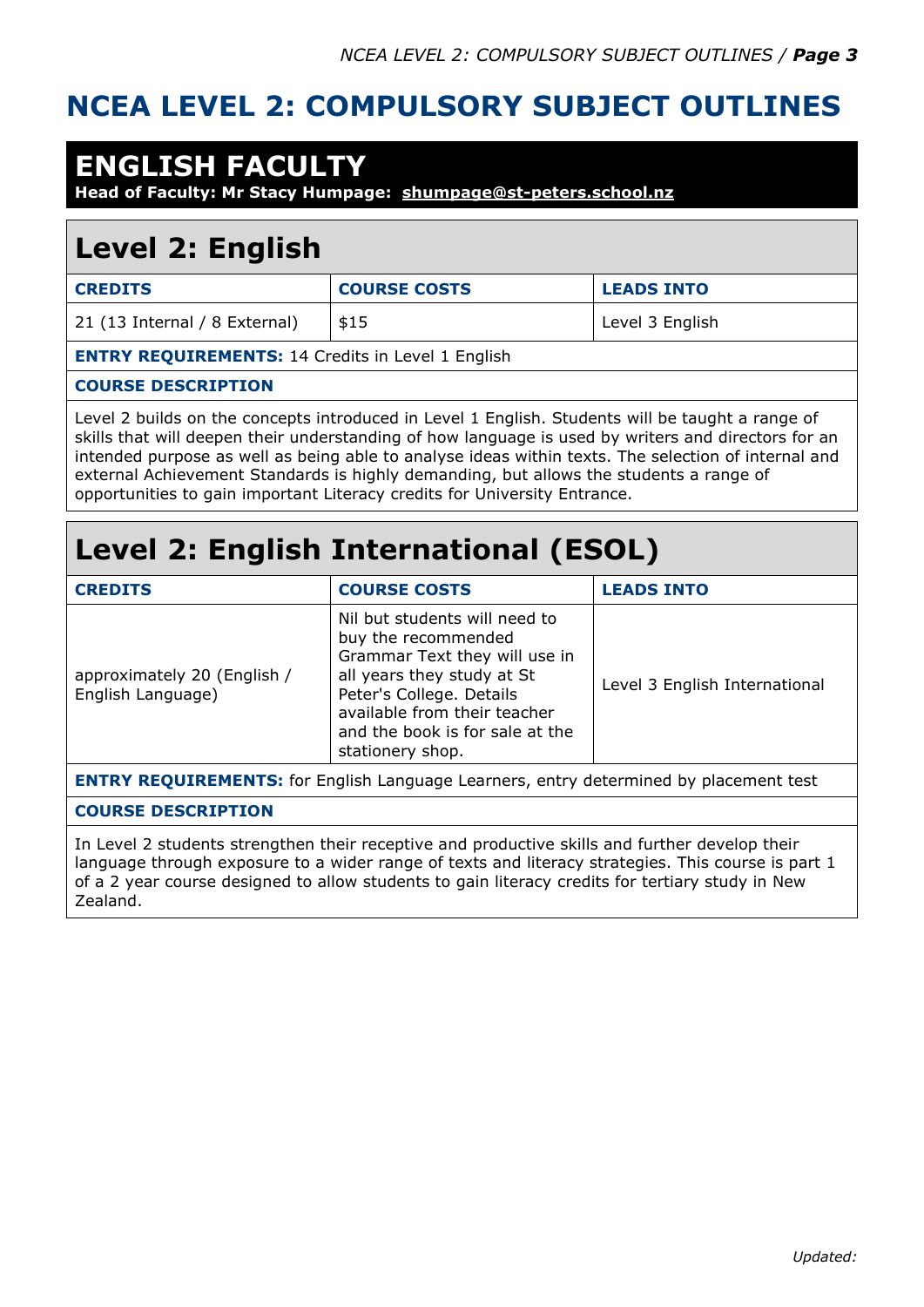# NCEA LEVEL 2: COMPULSORY SUBJECT OUTLINES

## ENGLISH FACULTY

**Head of Faculty: Mr Stacy Humpage: shumpage@st-peters.school.nz**

### Level 2: English

| CREDITS | COURSE COSTS | LEADS INTO |
|---|---|---|
| 21 (13 Internal / 8 External) | $15 | Level 3 English |

**ENTRY REQUIREMENTS:** 14 Credits in Level 1 English

**COURSE DESCRIPTION**

Level 2 builds on the concepts introduced in Level 1 English. Students will be taught a range of skills that will deepen their understanding of how language is used by writers and directors for an intended purpose as well as being able to analyse ideas within texts. The selection of internal and external Achievement Standards is highly demanding, but allows the students a range of opportunities to gain important Literacy credits for University Entrance.

### Level 2: English International (ESOL)

| CREDITS | COURSE COSTS | LEADS INTO |
|---|---|---|
| approximately 20 (English / English Language) | Nil but students will need to buy the recommended Grammar Text they will use in all years they study at St Peter's College. Details available from their teacher and the book is for sale at the stationery shop. | Level 3 English International |

**ENTRY REQUIREMENTS:** for English Language Learners, entry determined by placement test

**COURSE DESCRIPTION**

In Level 2 students strengthen their receptive and productive skills and further develop their language through exposure to a wider range of texts and literacy strategies. This course is part 1 of a 2 year course designed to allow students to gain literacy credits for tertiary study in New Zealand.

*Updated:*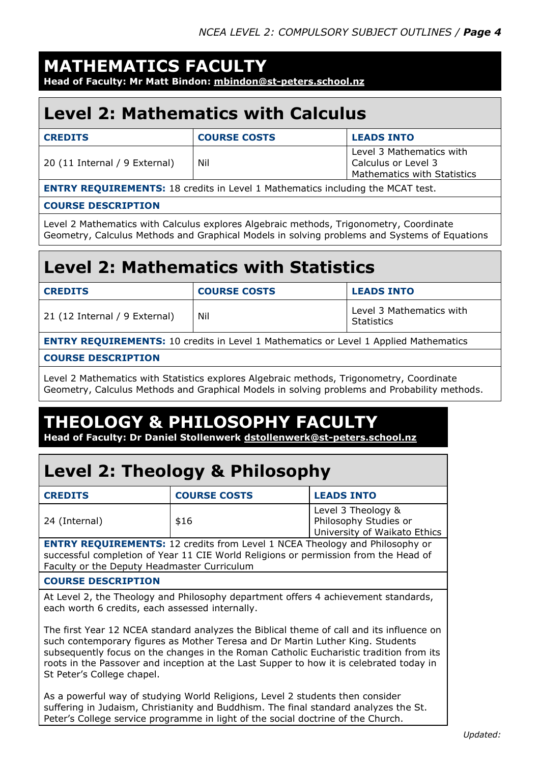# MATHEMATICS FACULTY

**Head of Faculty: Mr Matt Bindon: mbindon@st-peters.school.nz**

## Level 2: Mathematics with Calculus

| CREDITS | COURSE COSTS | LEADS INTO |
| --- | --- | --- |
| 20 (11 Internal / 9 External) | Nil | Level 3 Mathematics with Calculus or Level 3 Mathematics with Statistics |

**ENTRY REQUIREMENTS:** 18 credits in Level 1 Mathematics including the MCAT test.

**COURSE DESCRIPTION**

Level 2 Mathematics with Calculus explores Algebraic methods, Trigonometry, Coordinate Geometry, Calculus Methods and Graphical Models in solving problems and Systems of Equations

## Level 2: Mathematics with Statistics

| CREDITS | COURSE COSTS | LEADS INTO |
| --- | --- | --- |
| 21 (12 Internal / 9 External) | Nil | Level 3 Mathematics with Statistics |

**ENTRY REQUIREMENTS:** 10 credits in Level 1 Mathematics or Level 1 Applied Mathematics

**COURSE DESCRIPTION**

Level 2 Mathematics with Statistics explores Algebraic methods, Trigonometry, Coordinate Geometry, Calculus Methods and Graphical Models in solving problems and Probability methods.

# THEOLOGY & PHILOSOPHY FACULTY

**Head of Faculty: Dr Daniel Stollenwerk dstollenwerk@st-peters.school.nz**

## Level 2: Theology & Philosophy

| CREDITS | COURSE COSTS | LEADS INTO |
| --- | --- | --- |
| 24 (Internal) | $16 | Level 3 Theology & Philosophy Studies or University of Waikato Ethics |

**ENTRY REQUIREMENTS:** 12 credits from Level 1 NCEA Theology and Philosophy or successful completion of Year 11 CIE World Religions or permission from the Head of Faculty or the Deputy Headmaster Curriculum

**COURSE DESCRIPTION**

At Level 2, the Theology and Philosophy department offers 4 achievement standards, each worth 6 credits, each assessed internally.

The first Year 12 NCEA standard analyzes the Biblical theme of call and its influence on such contemporary figures as Mother Teresa and Dr Martin Luther King. Students subsequently focus on the changes in the Roman Catholic Eucharistic tradition from its roots in the Passover and inception at the Last Supper to how it is celebrated today in St Peter's College chapel.

As a powerful way of studying World Religions, Level 2 students then consider suffering in Judaism, Christianity and Buddhism. The final standard analyzes the St. Peter's College service programme in light of the social doctrine of the Church.

*Updated:*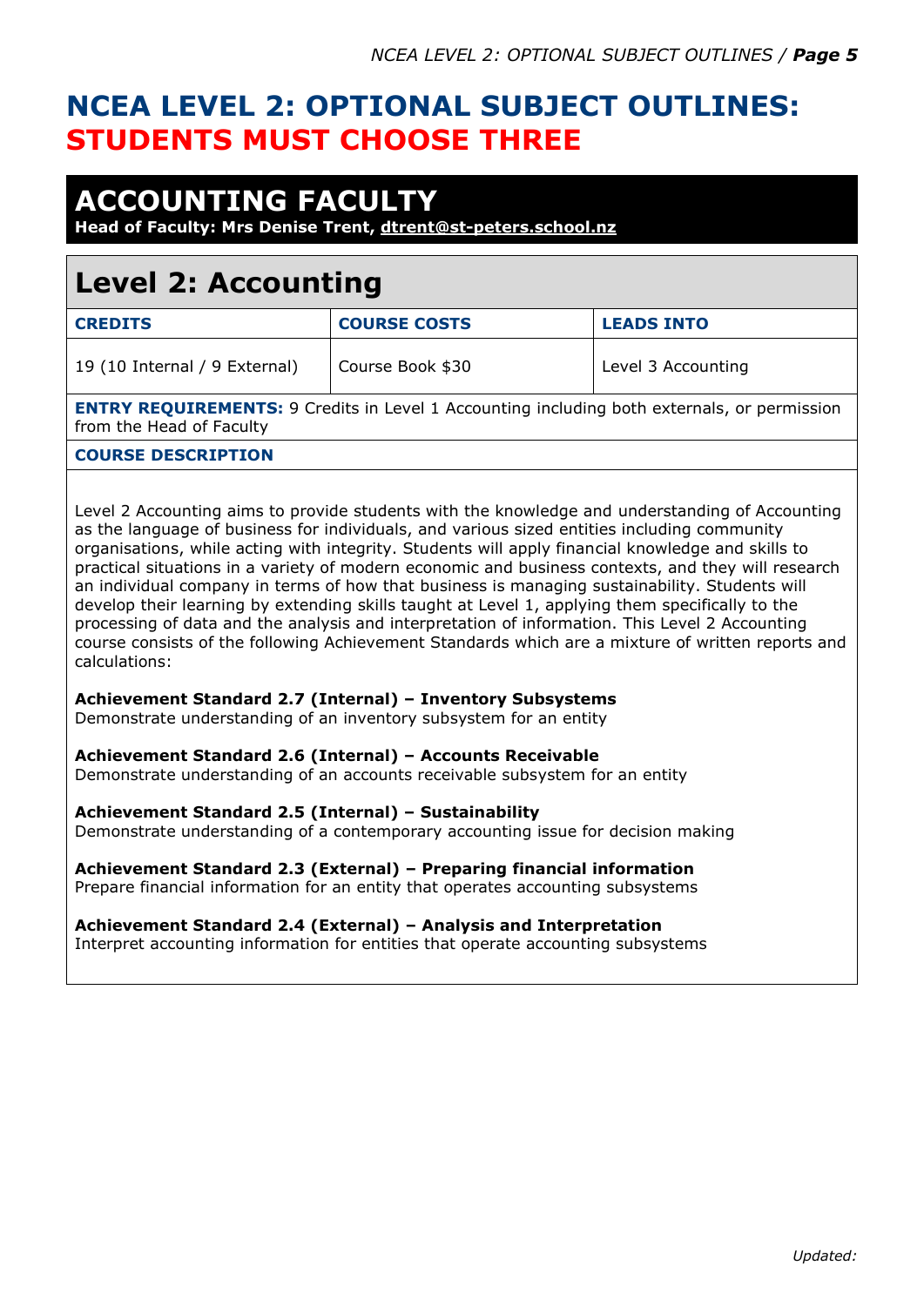# NCEA LEVEL 2: OPTIONAL SUBJECT OUTLINES: STUDENTS MUST CHOOSE THREE

## ACCOUNTING FACULTY

**Head of Faculty: Mrs Denise Trent, dtrent@st-peters.school.nz**

## Level 2: Accounting

| CREDITS | COURSE COSTS | LEADS INTO |
|---|---|---|
| 19 (10 Internal / 9 External) | Course Book $30 | Level 3 Accounting |

**ENTRY REQUIREMENTS:** 9 Credits in Level 1 Accounting including both externals, or permission from the Head of Faculty

**COURSE DESCRIPTION**

Level 2 Accounting aims to provide students with the knowledge and understanding of Accounting as the language of business for individuals, and various sized entities including community organisations, while acting with integrity. Students will apply financial knowledge and skills to practical situations in a variety of modern economic and business contexts, and they will research an individual company in terms of how that business is managing sustainability. Students will develop their learning by extending skills taught at Level 1, applying them specifically to the processing of data and the analysis and interpretation of information. This Level 2 Accounting course consists of the following Achievement Standards which are a mixture of written reports and calculations:

**Achievement Standard 2.7 (Internal) – Inventory Subsystems**
Demonstrate understanding of an inventory subsystem for an entity

**Achievement Standard 2.6 (Internal) – Accounts Receivable**
Demonstrate understanding of an accounts receivable subsystem for an entity

**Achievement Standard 2.5 (Internal) – Sustainability**
Demonstrate understanding of a contemporary accounting issue for decision making

**Achievement Standard 2.3 (External) – Preparing financial information**
Prepare financial information for an entity that operates accounting subsystems

**Achievement Standard 2.4 (External) – Analysis and Interpretation**
Interpret accounting information for entities that operate accounting subsystems

*Updated:*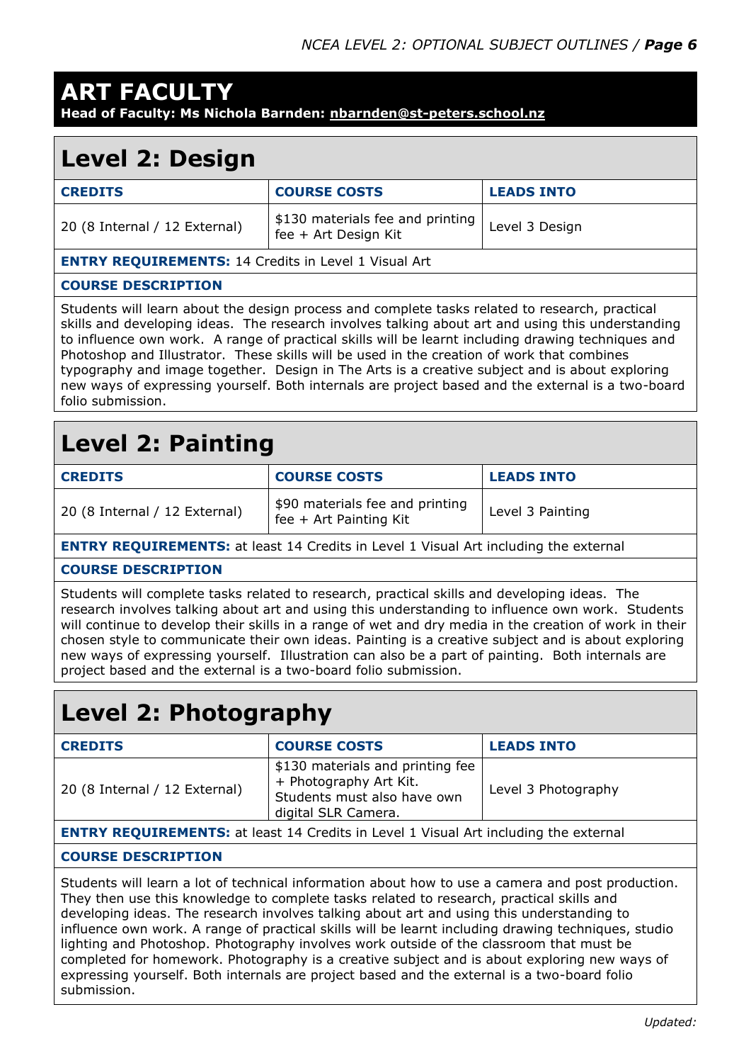# ART FACULTY

**Head of Faculty: Ms Nichola Barnden: nbarnden@st-peters.school.nz**

## Level 2: Design

| CREDITS | COURSE COSTS | LEADS INTO |
|---|---|---|
| 20 (8 Internal / 12 External) | $130 materials fee and printing fee + Art Design Kit | Level 3 Design |

**ENTRY REQUIREMENTS:** 14 Credits in Level 1 Visual Art

**COURSE DESCRIPTION**

Students will learn about the design process and complete tasks related to research, practical skills and developing ideas. The research involves talking about art and using this understanding to influence own work. A range of practical skills will be learnt including drawing techniques and Photoshop and Illustrator. These skills will be used in the creation of work that combines typography and image together. Design in The Arts is a creative subject and is about exploring new ways of expressing yourself. Both internals are project based and the external is a two-board folio submission.

## Level 2: Painting

| CREDITS | COURSE COSTS | LEADS INTO |
|---|---|---|
| 20 (8 Internal / 12 External) | $90 materials fee and printing fee + Art Painting Kit | Level 3 Painting |

**ENTRY REQUIREMENTS:** at least 14 Credits in Level 1 Visual Art including the external

**COURSE DESCRIPTION**

Students will complete tasks related to research, practical skills and developing ideas. The research involves talking about art and using this understanding to influence own work. Students will continue to develop their skills in a range of wet and dry media in the creation of work in their chosen style to communicate their own ideas. Painting is a creative subject and is about exploring new ways of expressing yourself. Illustration can also be a part of painting. Both internals are project based and the external is a two-board folio submission.

## Level 2: Photography

| CREDITS | COURSE COSTS | LEADS INTO |
|---|---|---|
| 20 (8 Internal / 12 External) | $130 materials and printing fee + Photography Art Kit. Students must also have own digital SLR Camera. | Level 3 Photography |

**ENTRY REQUIREMENTS:** at least 14 Credits in Level 1 Visual Art including the external

**COURSE DESCRIPTION**

Students will learn a lot of technical information about how to use a camera and post production. They then use this knowledge to complete tasks related to research, practical skills and developing ideas. The research involves talking about art and using this understanding to influence own work. A range of practical skills will be learnt including drawing techniques, studio lighting and Photoshop. Photography involves work outside of the classroom that must be completed for homework. Photography is a creative subject and is about exploring new ways of expressing yourself. Both internals are project based and the external is a two-board folio submission.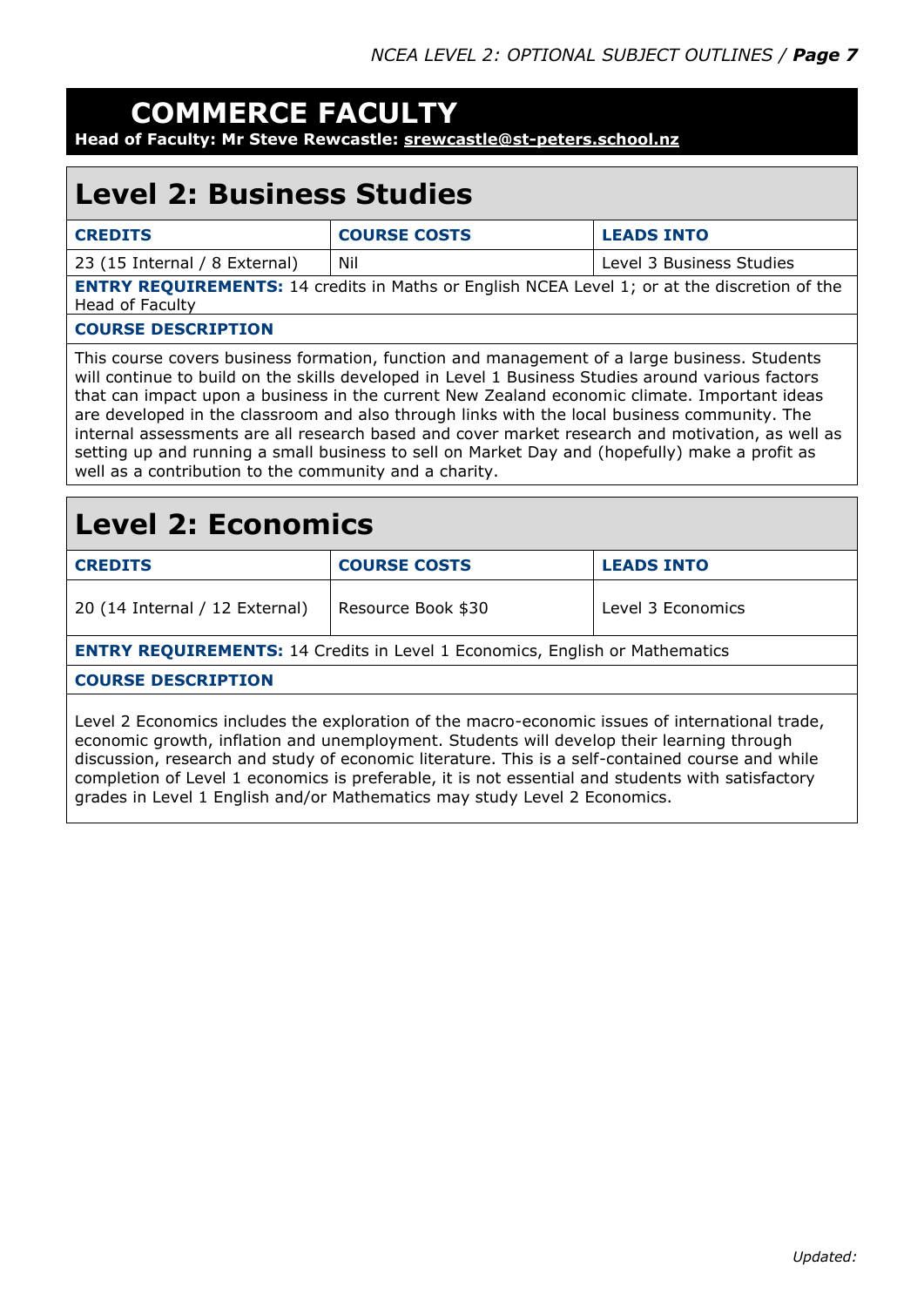# COMMERCE FACULTY

**Head of Faculty: Mr Steve Rewcastle: srewcastle@st-peters.school.nz**

## Level 2: Business Studies

| CREDITS | COURSE COSTS | LEADS INTO |
|---|---|---|
| 23 (15 Internal / 8 External) | Nil | Level 3 Business Studies |

**ENTRY REQUIREMENTS:** 14 credits in Maths or English NCEA Level 1; or at the discretion of the Head of Faculty

**COURSE DESCRIPTION**

This course covers business formation, function and management of a large business. Students will continue to build on the skills developed in Level 1 Business Studies around various factors that can impact upon a business in the current New Zealand economic climate. Important ideas are developed in the classroom and also through links with the local business community. The internal assessments are all research based and cover market research and motivation, as well as setting up and running a small business to sell on Market Day and (hopefully) make a profit as well as a contribution to the community and a charity.

## Level 2: Economics

| CREDITS | COURSE COSTS | LEADS INTO |
|---|---|---|
| 20 (14 Internal / 12 External) | Resource Book $30 | Level 3 Economics |

**ENTRY REQUIREMENTS:** 14 Credits in Level 1 Economics, English or Mathematics

**COURSE DESCRIPTION**

Level 2 Economics includes the exploration of the macro-economic issues of international trade, economic growth, inflation and unemployment. Students will develop their learning through discussion, research and study of economic literature. This is a self-contained course and while completion of Level 1 economics is preferable, it is not essential and students with satisfactory grades in Level 1 English and/or Mathematics may study Level 2 Economics.

*Updated:*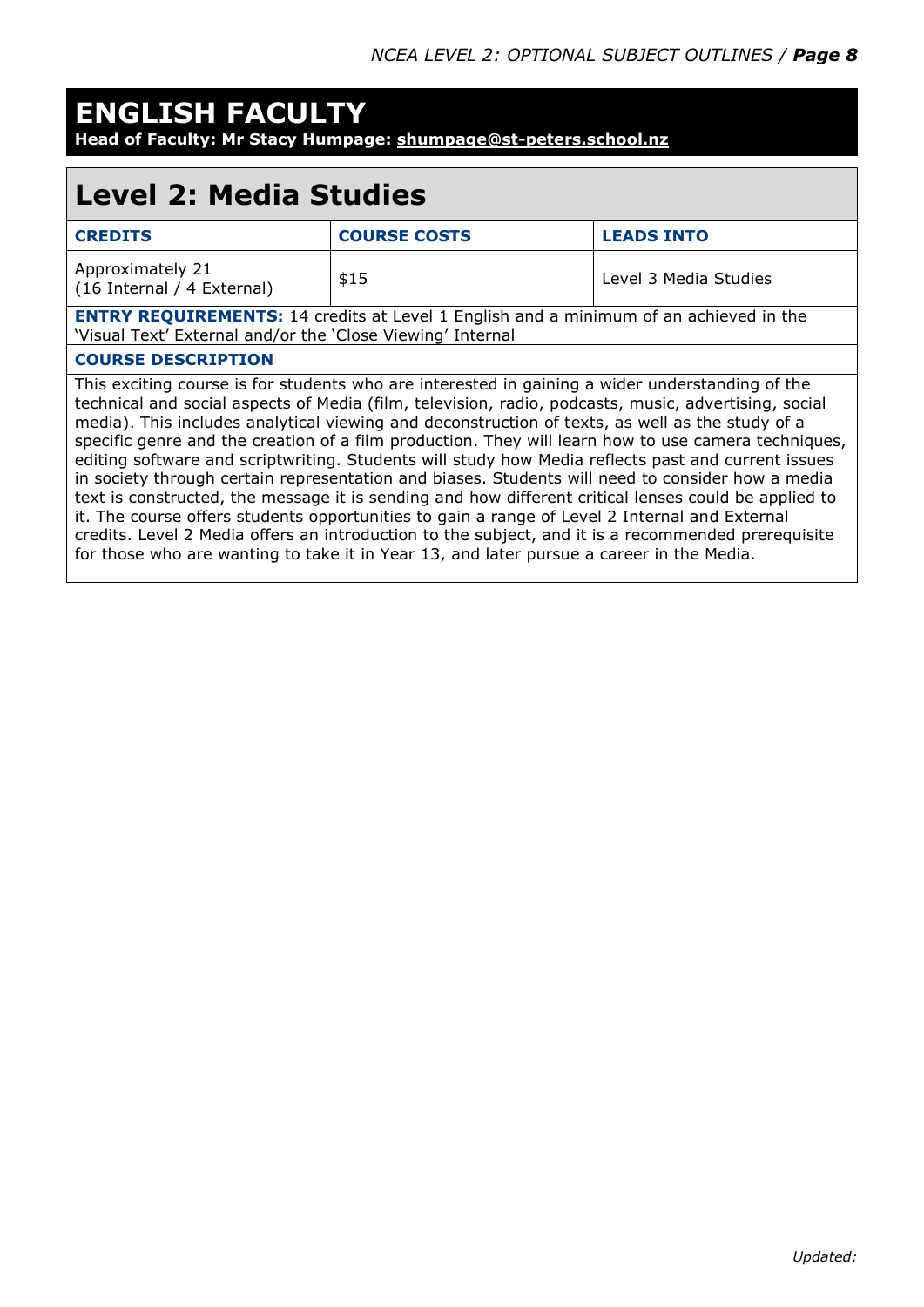# ENGLISH FACULTY

**Head of Faculty: Mr Stacy Humpage: shumpage@st-peters.school.nz**

## Level 2: Media Studies

| CREDITS | COURSE COSTS | LEADS INTO |
|---|---|---|
| Approximately 21 (16 Internal / 4 External) | $15 | Level 3 Media Studies |

**ENTRY REQUIREMENTS:** 14 credits at Level 1 English and a minimum of an achieved in the 'Visual Text' External and/or the 'Close Viewing' Internal

**COURSE DESCRIPTION**

This exciting course is for students who are interested in gaining a wider understanding of the technical and social aspects of Media (film, television, radio, podcasts, music, advertising, social media). This includes analytical viewing and deconstruction of texts, as well as the study of a specific genre and the creation of a film production. They will learn how to use camera techniques, editing software and scriptwriting. Students will study how Media reflects past and current issues in society through certain representation and biases. Students will need to consider how a media text is constructed, the message it is sending and how different critical lenses could be applied to it. The course offers students opportunities to gain a range of Level 2 Internal and External credits. Level 2 Media offers an introduction to the subject, and it is a recommended prerequisite for those who are wanting to take it in Year 13, and later pursue a career in the Media.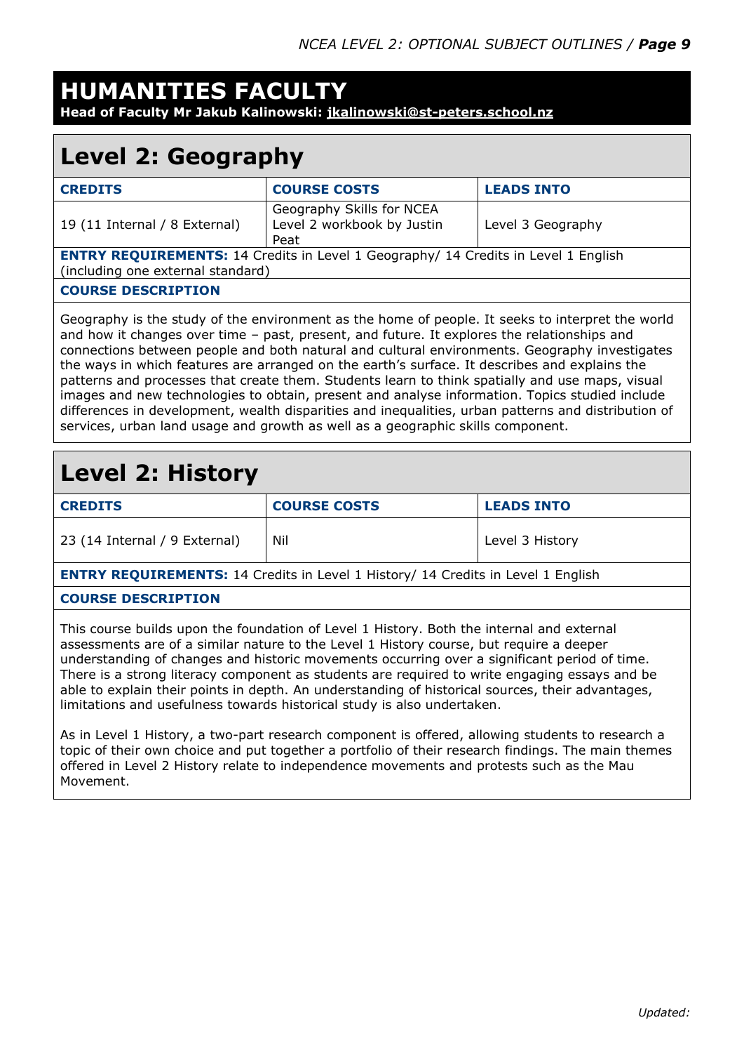# HUMANITIES FACULTY

**Head of Faculty Mr Jakub Kalinowski: jkalinowski@st-peters.school.nz**

## Level 2: Geography

| CREDITS | COURSE COSTS | LEADS INTO |
|---|---|---|
| 19 (11 Internal / 8 External) | Geography Skills for NCEA Level 2 workbook by Justin Peat | Level 3 Geography |

**ENTRY REQUIREMENTS:** 14 Credits in Level 1 Geography/ 14 Credits in Level 1 English (including one external standard)

**COURSE DESCRIPTION**

Geography is the study of the environment as the home of people. It seeks to interpret the world and how it changes over time – past, present, and future. It explores the relationships and connections between people and both natural and cultural environments. Geography investigates the ways in which features are arranged on the earth's surface. It describes and explains the patterns and processes that create them. Students learn to think spatially and use maps, visual images and new technologies to obtain, present and analyse information. Topics studied include differences in development, wealth disparities and inequalities, urban patterns and distribution of services, urban land usage and growth as well as a geographic skills component.

## Level 2: History

| CREDITS | COURSE COSTS | LEADS INTO |
|---|---|---|
| 23 (14 Internal / 9 External) | Nil | Level 3 History |

**ENTRY REQUIREMENTS:** 14 Credits in Level 1 History/ 14 Credits in Level 1 English

**COURSE DESCRIPTION**

This course builds upon the foundation of Level 1 History. Both the internal and external assessments are of a similar nature to the Level 1 History course, but require a deeper understanding of changes and historic movements occurring over a significant period of time. There is a strong literacy component as students are required to write engaging essays and be able to explain their points in depth. An understanding of historical sources, their advantages, limitations and usefulness towards historical study is also undertaken.

As in Level 1 History, a two-part research component is offered, allowing students to research a topic of their own choice and put together a portfolio of their research findings. The main themes offered in Level 2 History relate to independence movements and protests such as the Mau Movement.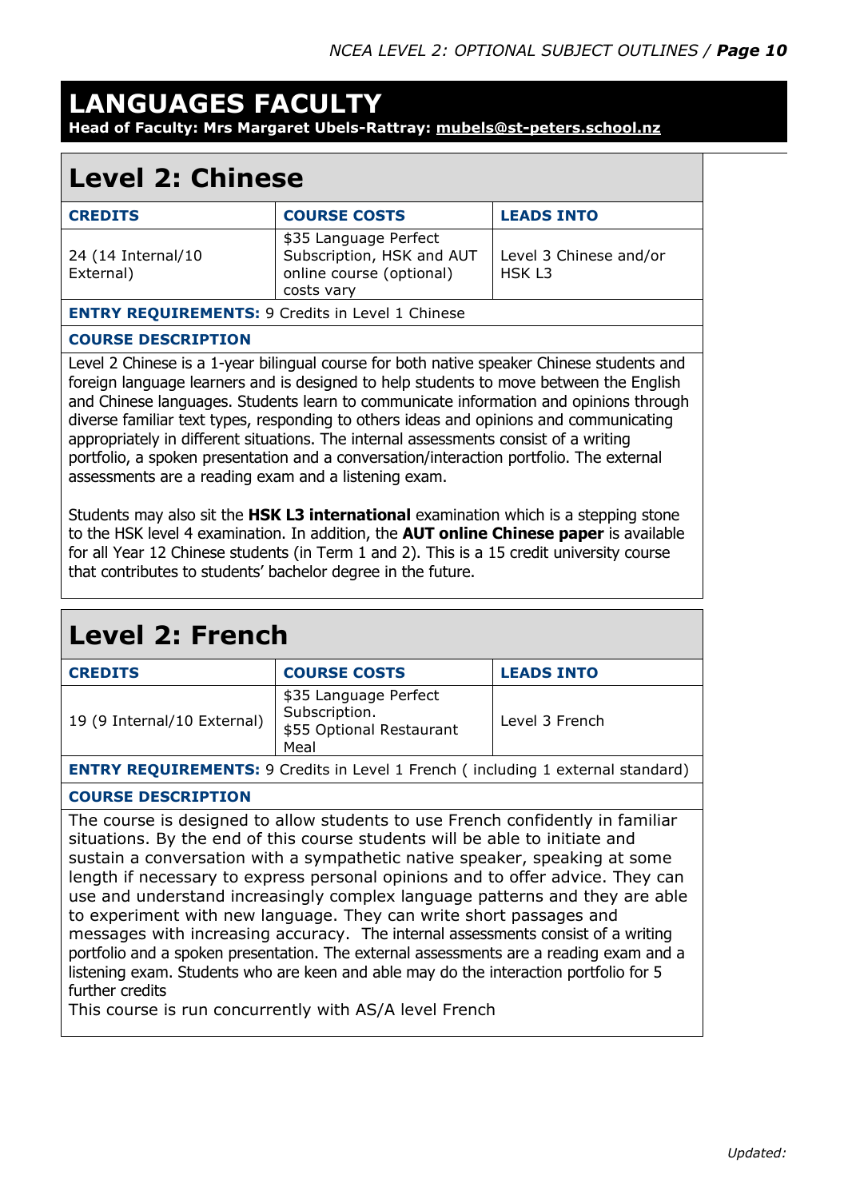# LANGUAGES FACULTY

**Head of Faculty: Mrs Margaret Ubels-Rattray: mubels@st-peters.school.nz**

## Level 2: Chinese

| CREDITS | COURSE COSTS | LEADS INTO |
|---|---|---|
| 24 (14 Internal/10 External) | $35 Language Perfect Subscription, HSK and AUT online course (optional) costs vary | Level 3 Chinese and/or HSK L3 |

**ENTRY REQUIREMENTS:** 9 Credits in Level 1 Chinese

**COURSE DESCRIPTION**

Level 2 Chinese is a 1-year bilingual course for both native speaker Chinese students and foreign language learners and is designed to help students to move between the English and Chinese languages. Students learn to communicate information and opinions through diverse familiar text types, responding to others ideas and opinions and communicating appropriately in different situations. The internal assessments consist of a writing portfolio, a spoken presentation and a conversation/interaction portfolio. The external assessments are a reading exam and a listening exam.

Students may also sit the **HSK L3 international** examination which is a stepping stone to the HSK level 4 examination. In addition, the **AUT online Chinese paper** is available for all Year 12 Chinese students (in Term 1 and 2). This is a 15 credit university course that contributes to students' bachelor degree in the future.

## Level 2: French

| CREDITS | COURSE COSTS | LEADS INTO |
|---|---|---|
| 19 (9 Internal/10 External) | $35 Language Perfect Subscription. $55 Optional Restaurant Meal | Level 3 French |

**ENTRY REQUIREMENTS:** 9 Credits in Level 1 French ( including 1 external standard)

**COURSE DESCRIPTION**

The course is designed to allow students to use French confidently in familiar situations. By the end of this course students will be able to initiate and sustain a conversation with a sympathetic native speaker, speaking at some length if necessary to express personal opinions and to offer advice. They can use and understand increasingly complex language patterns and they are able to experiment with new language. They can write short passages and messages with increasing accuracy. The internal assessments consist of a writing portfolio and a spoken presentation. The external assessments are a reading exam and a listening exam. Students who are keen and able may do the interaction portfolio for 5 further credits

This course is run concurrently with AS/A level French

*Updated:*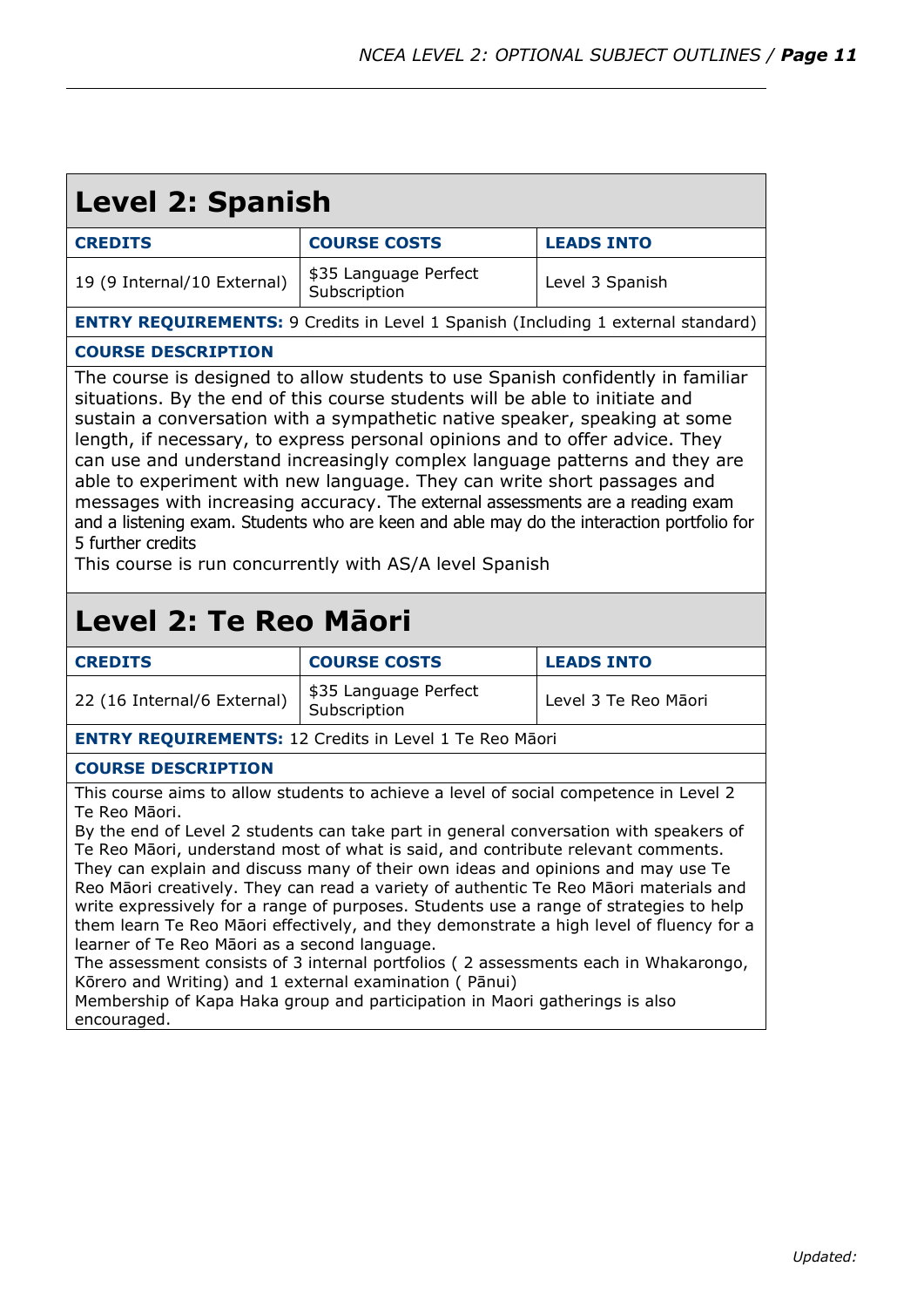## Level 2: Spanish

| CREDITS | COURSE COSTS | LEADS INTO |
|---|---|---|
| 19 (9 Internal/10 External) | $35 Language Perfect Subscription | Level 3 Spanish |

**ENTRY REQUIREMENTS:** 9 Credits in Level 1 Spanish (Including 1 external standard)

**COURSE DESCRIPTION**

The course is designed to allow students to use Spanish confidently in familiar situations. By the end of this course students will be able to initiate and sustain a conversation with a sympathetic native speaker, speaking at some length, if necessary, to express personal opinions and to offer advice. They can use and understand increasingly complex language patterns and they are able to experiment with new language. They can write short passages and messages with increasing accuracy. The external assessments are a reading exam and a listening exam. Students who are keen and able may do the interaction portfolio for 5 further credits

This course is run concurrently with AS/A level Spanish

## Level 2: Te Reo Māori

| CREDITS | COURSE COSTS | LEADS INTO |
|---|---|---|
| 22 (16 Internal/6 External) | $35 Language Perfect Subscription | Level 3 Te Reo Māori |

**ENTRY REQUIREMENTS:** 12 Credits in Level 1 Te Reo Māori

**COURSE DESCRIPTION**

This course aims to allow students to achieve a level of social competence in Level 2 Te Reo Māori.

By the end of Level 2 students can take part in general conversation with speakers of Te Reo Māori, understand most of what is said, and contribute relevant comments. They can explain and discuss many of their own ideas and opinions and may use Te Reo Māori creatively. They can read a variety of authentic Te Reo Māori materials and write expressively for a range of purposes. Students use a range of strategies to help them learn Te Reo Māori effectively, and they demonstrate a high level of fluency for a learner of Te Reo Māori as a second language.

The assessment consists of 3 internal portfolios ( 2 assessments each in Whakarongo, Kōrero and Writing) and 1 external examination ( Pānui)

Membership of Kapa Haka group and participation in Maori gatherings is also encouraged.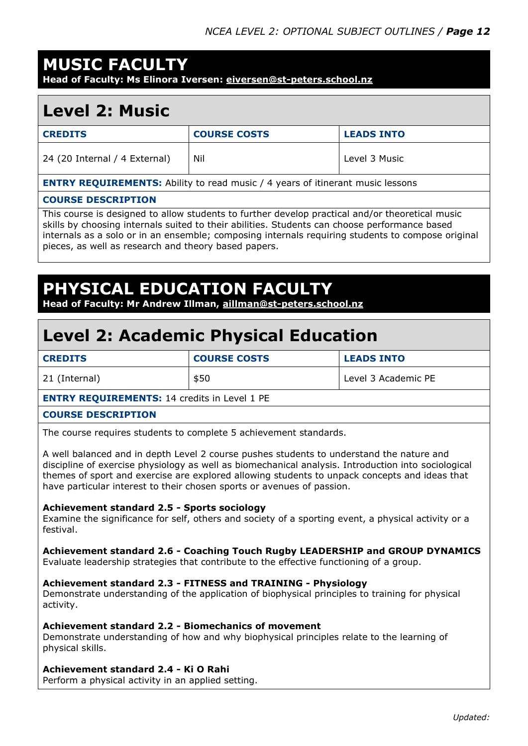# MUSIC FACULTY

**Head of Faculty: Ms Elinora Iversen: eiversen@st-peters.school.nz**

## Level 2: Music

| CREDITS | COURSE COSTS | LEADS INTO |
|---|---|---|
| 24 (20 Internal / 4 External) | Nil | Level 3 Music |

**ENTRY REQUIREMENTS:** Ability to read music / 4 years of itinerant music lessons

**COURSE DESCRIPTION**

This course is designed to allow students to further develop practical and/or theoretical music skills by choosing internals suited to their abilities. Students can choose performance based internals as a solo or in an ensemble; composing internals requiring students to compose original pieces, as well as research and theory based papers.

# PHYSICAL EDUCATION FACULTY

**Head of Faculty: Mr Andrew Illman, aillman@st-peters.school.nz**

## Level 2: Academic Physical Education

| CREDITS | COURSE COSTS | LEADS INTO |
|---|---|---|
| 21 (Internal) | $50 | Level 3 Academic PE |

**ENTRY REQUIREMENTS:** 14 credits in Level 1 PE

**COURSE DESCRIPTION**

The course requires students to complete 5 achievement standards.

A well balanced and in depth Level 2 course pushes students to understand the nature and discipline of exercise physiology as well as biomechanical analysis. Introduction into sociological themes of sport and exercise are explored allowing students to unpack concepts and ideas that have particular interest to their chosen sports or avenues of passion.

**Achievement standard 2.5 - Sports sociology**
Examine the significance for self, others and society of a sporting event, a physical activity or a festival.

**Achievement standard 2.6 - Coaching Touch Rugby LEADERSHIP and GROUP DYNAMICS**
Evaluate leadership strategies that contribute to the effective functioning of a group.

**Achievement standard 2.3 - FITNESS and TRAINING - Physiology**
Demonstrate understanding of the application of biophysical principles to training for physical activity.

**Achievement standard 2.2 - Biomechanics of movement**
Demonstrate understanding of how and why biophysical principles relate to the learning of physical skills.

**Achievement standard 2.4 - Ki O Rahi**
Perform a physical activity in an applied setting.

*Updated:*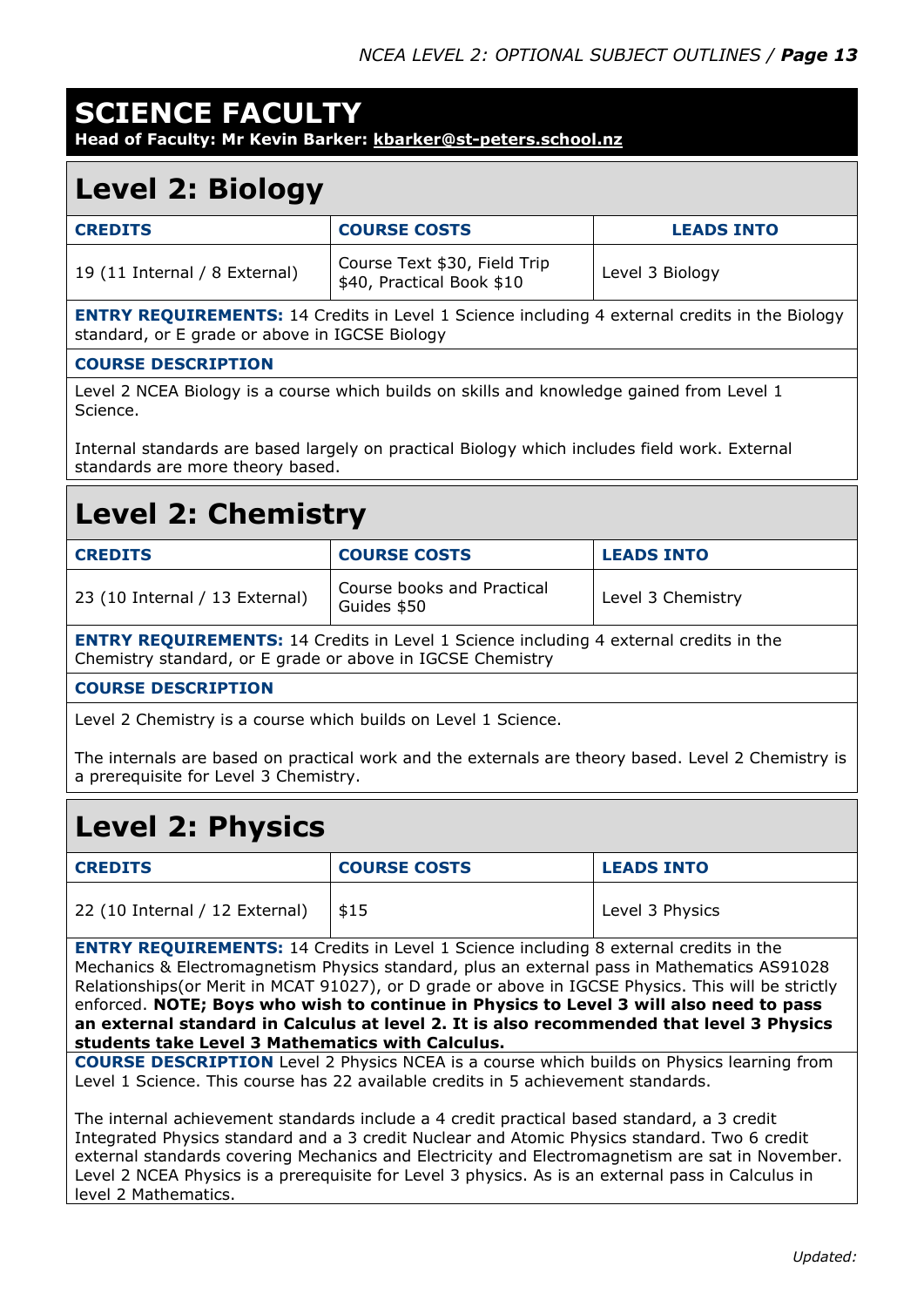# SCIENCE FACULTY

**Head of Faculty: Mr Kevin Barker: kbarker@st-peters.school.nz**

## Level 2: Biology

| CREDITS | COURSE COSTS | LEADS INTO |
|---|---|---|
| 19 (11 Internal / 8 External) | Course Text $30, Field Trip $40, Practical Book $10 | Level 3 Biology |

**ENTRY REQUIREMENTS:** 14 Credits in Level 1 Science including 4 external credits in the Biology standard, or E grade or above in IGCSE Biology

**COURSE DESCRIPTION**

Level 2 NCEA Biology is a course which builds on skills and knowledge gained from Level 1 Science.

Internal standards are based largely on practical Biology which includes field work. External standards are more theory based.

## Level 2: Chemistry

| CREDITS | COURSE COSTS | LEADS INTO |
|---|---|---|
| 23 (10 Internal / 13 External) | Course books and Practical Guides $50 | Level 3 Chemistry |

**ENTRY REQUIREMENTS:** 14 Credits in Level 1 Science including 4 external credits in the Chemistry standard, or E grade or above in IGCSE Chemistry

**COURSE DESCRIPTION**

Level 2 Chemistry is a course which builds on Level 1 Science.

The internals are based on practical work and the externals are theory based. Level 2 Chemistry is a prerequisite for Level 3 Chemistry.

## Level 2: Physics

| CREDITS | COURSE COSTS | LEADS INTO |
|---|---|---|
| 22 (10 Internal / 12 External) | $15 | Level 3 Physics |

**ENTRY REQUIREMENTS:** 14 Credits in Level 1 Science including 8 external credits in the Mechanics & Electromagnetism Physics standard, plus an external pass in Mathematics AS91028 Relationships(or Merit in MCAT 91027), or D grade or above in IGCSE Physics. This will be strictly enforced. **NOTE; Boys who wish to continue in Physics to Level 3 will also need to pass an external standard in Calculus at level 2. It is also recommended that level 3 Physics students take Level 3 Mathematics with Calculus.**

**COURSE DESCRIPTION** Level 2 Physics NCEA is a course which builds on Physics learning from Level 1 Science. This course has 22 available credits in 5 achievement standards.

The internal achievement standards include a 4 credit practical based standard, a 3 credit Integrated Physics standard and a 3 credit Nuclear and Atomic Physics standard. Two 6 credit external standards covering Mechanics and Electricity and Electromagnetism are sat in November. Level 2 NCEA Physics is a prerequisite for Level 3 physics. As is an external pass in Calculus in level 2 Mathematics.

*Updated:*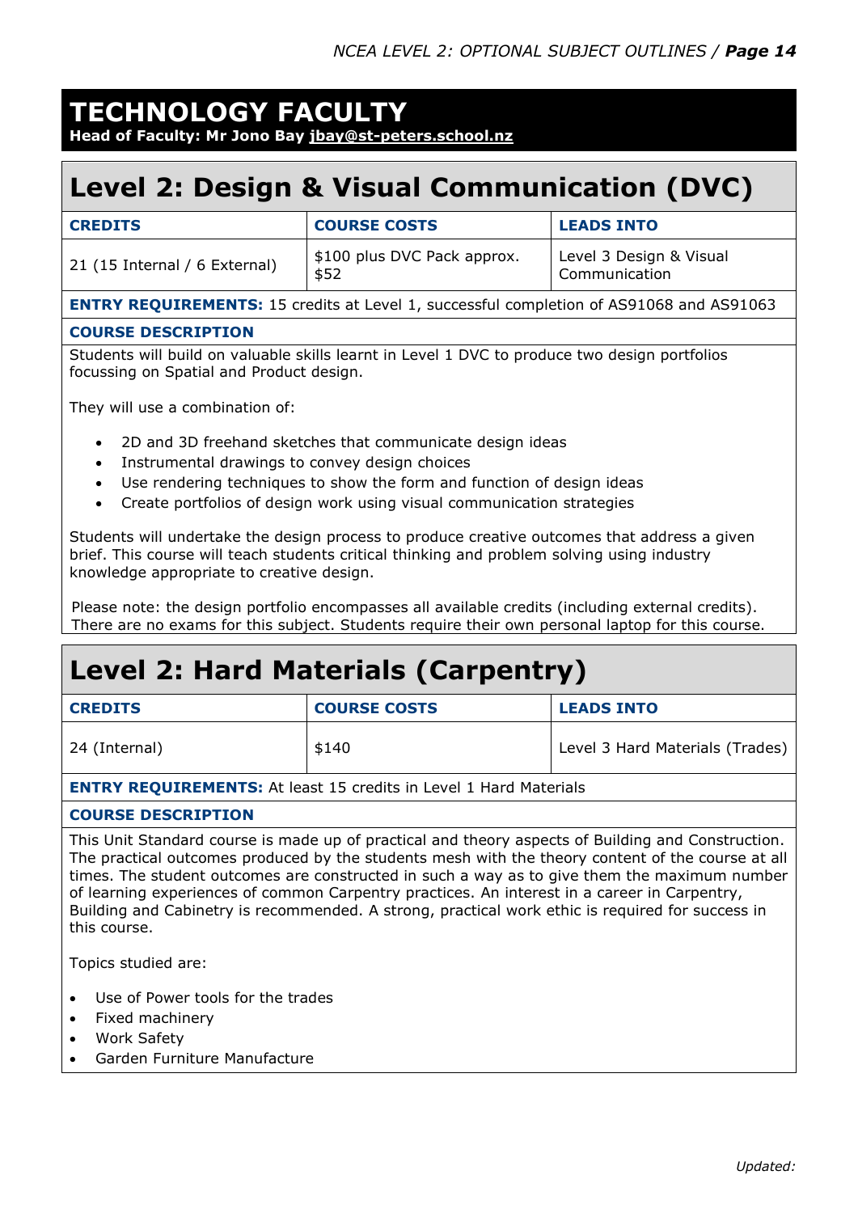# TECHNOLOGY FACULTY

**Head of Faculty: Mr Jono Bay jbay@st-peters.school.nz**

## Level 2: Design & Visual Communication (DVC)

| CREDITS | COURSE COSTS | LEADS INTO |
|---|---|---|
| 21 (15 Internal / 6 External) | $100 plus DVC Pack approx. $52 | Level 3 Design & Visual Communication |

**ENTRY REQUIREMENTS:** 15 credits at Level 1, successful completion of AS91068 and AS91063

**COURSE DESCRIPTION**

Students will build on valuable skills learnt in Level 1 DVC to produce two design portfolios focussing on Spatial and Product design.

They will use a combination of:

- 2D and 3D freehand sketches that communicate design ideas
- Instrumental drawings to convey design choices
- Use rendering techniques to show the form and function of design ideas
- Create portfolios of design work using visual communication strategies

Students will undertake the design process to produce creative outcomes that address a given brief. This course will teach students critical thinking and problem solving using industry knowledge appropriate to creative design.

Please note: the design portfolio encompasses all available credits (including external credits). There are no exams for this subject. Students require their own personal laptop for this course.

## Level 2: Hard Materials (Carpentry)

| CREDITS | COURSE COSTS | LEADS INTO |
|---|---|---|
| 24 (Internal) | $140 | Level 3 Hard Materials (Trades) |

**ENTRY REQUIREMENTS:** At least 15 credits in Level 1 Hard Materials

**COURSE DESCRIPTION**

This Unit Standard course is made up of practical and theory aspects of Building and Construction. The practical outcomes produced by the students mesh with the theory content of the course at all times. The student outcomes are constructed in such a way as to give them the maximum number of learning experiences of common Carpentry practices. An interest in a career in Carpentry, Building and Cabinetry is recommended. A strong, practical work ethic is required for success in this course.

Topics studied are:

- Use of Power tools for the trades
- Fixed machinery
- Work Safety
- Garden Furniture Manufacture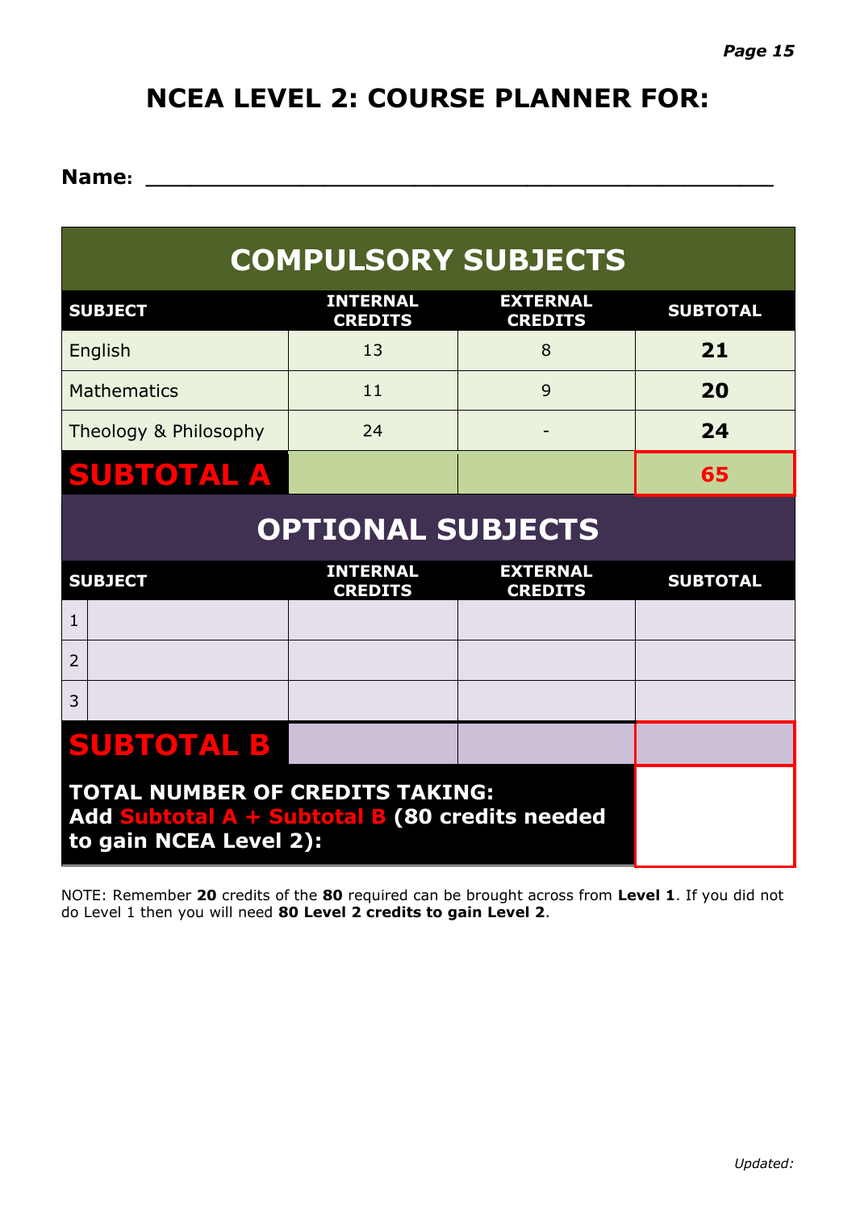# NCEA LEVEL 2: COURSE PLANNER FOR:

**Name:** ___________________________________________

| COMPULSORY SUBJECTS | | | |
|---|---|---|---|
| **SUBJECT** | **INTERNAL CREDITS** | **EXTERNAL CREDITS** | **SUBTOTAL** |
| English | 13 | 8 | **21** |
| Mathematics | 11 | 9 | **20** |
| Theology & Philosophy | 24 | - | **24** |
| **SUBTOTAL A** | | | **65** |

| OPTIONAL SUBJECTS | | | |
|---|---|---|---|
| **SUBJECT** | **INTERNAL CREDITS** | **EXTERNAL CREDITS** | **SUBTOTAL** |
| 1 | | | |
| 2 | | | |
| 3 | | | |
| **SUBTOTAL B** | | | |
| **TOTAL NUMBER OF CREDITS TAKING: Add Subtotal A + Subtotal B (80 credits needed to gain NCEA Level 2):** | | | |

NOTE: Remember **20** credits of the **80** required can be brought across from **Level 1**. If you did not do Level 1 then you will need **80 Level 2 credits to gain Level 2**.

*Updated:*